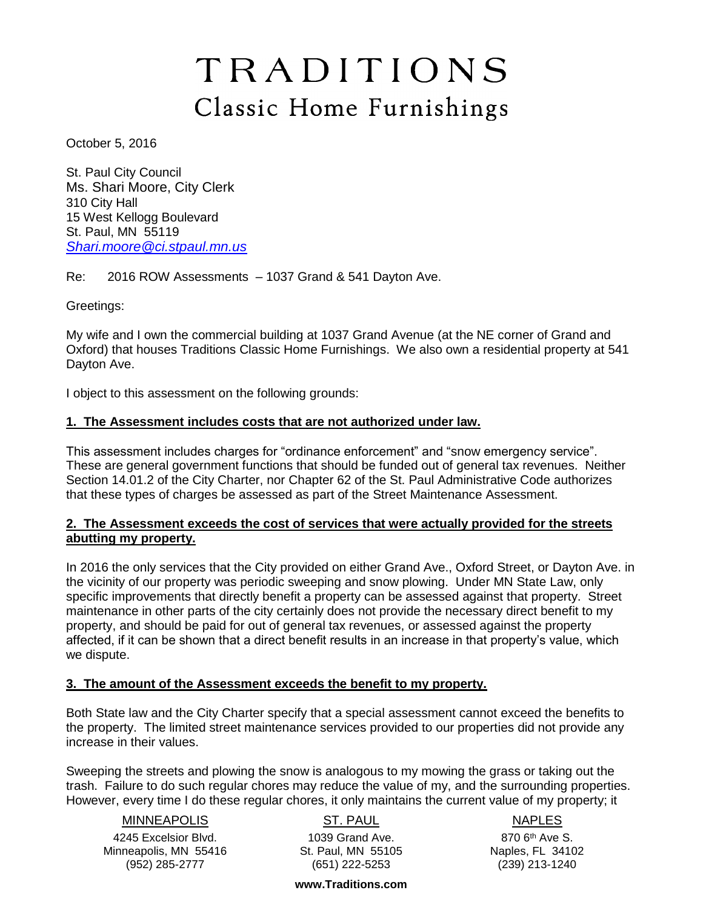# TRADITIONS

## Classic Home Furnishings

October 5, 2016

St. Paul City Council
Ms. Shari Moore, City Clerk
310 City Hall
15 West Kellogg Boulevard
St. Paul, MN 55119
*Shari.moore@ci.stpaul.mn.us*

Re: 2016 ROW Assessments – 1037 Grand & 541 Dayton Ave.

Greetings:

My wife and I own the commercial building at 1037 Grand Avenue (at the NE corner of Grand and Oxford) that houses Traditions Classic Home Furnishings. We also own a residential property at 541 Dayton Ave.

I object to this assessment on the following grounds:

**1. The Assessment includes costs that are not authorized under law.**

This assessment includes charges for "ordinance enforcement" and "snow emergency service". These are general government functions that should be funded out of general tax revenues. Neither Section 14.01.2 of the City Charter, nor Chapter 62 of the St. Paul Administrative Code authorizes that these types of charges be assessed as part of the Street Maintenance Assessment.

**2. The Assessment exceeds the cost of services that were actually provided for the streets abutting my property.**

In 2016 the only services that the City provided on either Grand Ave., Oxford Street, or Dayton Ave. in the vicinity of our property was periodic sweeping and snow plowing. Under MN State Law, only specific improvements that directly benefit a property can be assessed against that property. Street maintenance in other parts of the city certainly does not provide the necessary direct benefit to my property, and should be paid for out of general tax revenues, or assessed against the property affected, if it can be shown that a direct benefit results in an increase in that property's value, which we dispute.

**3. The amount of the Assessment exceeds the benefit to my property.**

Both State law and the City Charter specify that a special assessment cannot exceed the benefits to the property. The limited street maintenance services provided to our properties did not provide any increase in their values.

Sweeping the streets and plowing the snow is analogous to my mowing the grass or taking out the trash. Failure to do such regular chores may reduce the value of my, and the surrounding properties. However, every time I do these regular chores, it only maintains the current value of my property; it

MINNEAPOLIS
4245 Excelsior Blvd.
Minneapolis, MN 55416
(952) 285-2777

ST. PAUL
1039 Grand Ave.
St. Paul, MN 55105
(651) 222-5253

NAPLES
870 6th Ave S.
Naples, FL 34102
(239) 213-1240

www.Traditions.com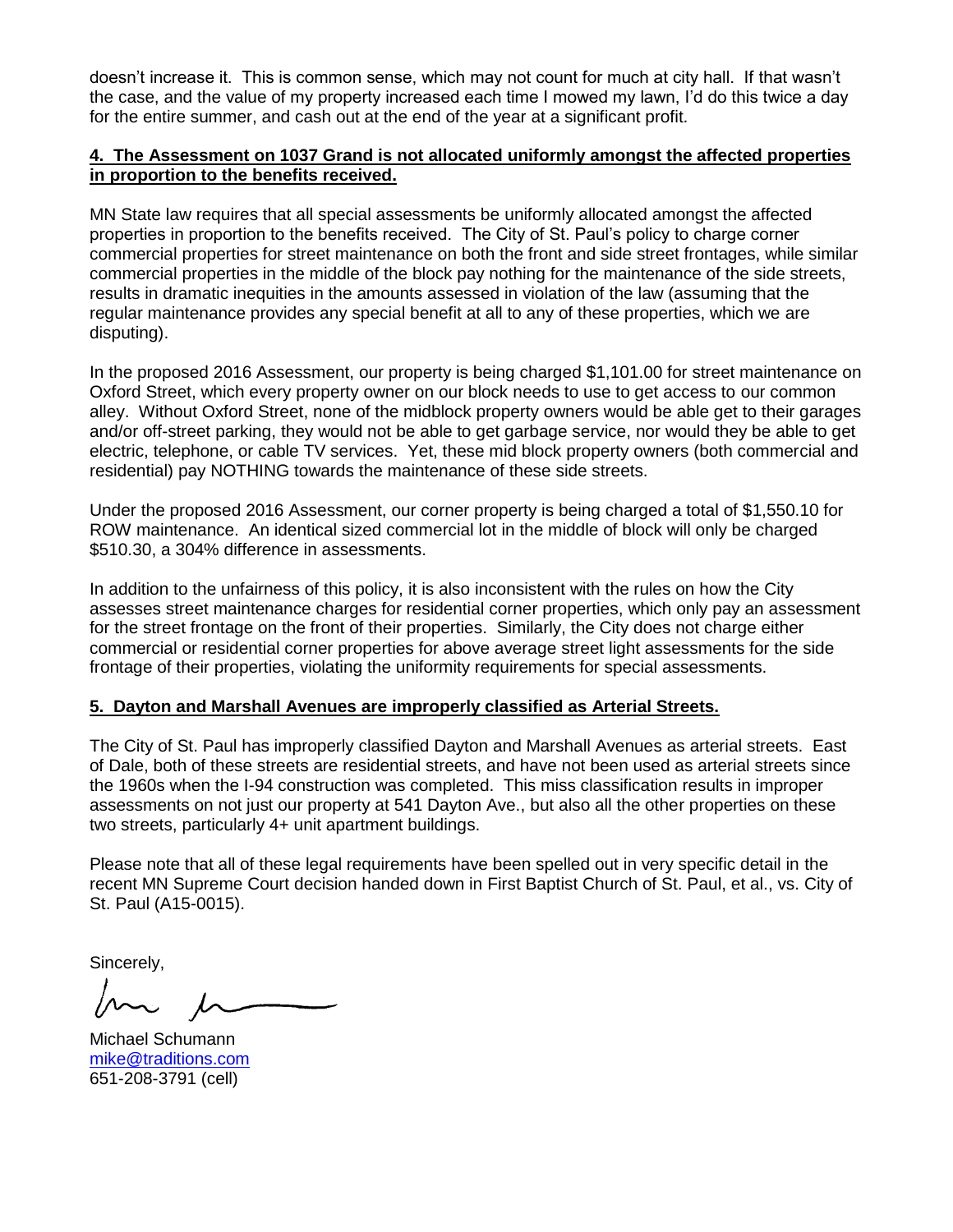doesn't increase it. This is common sense, which may not count for much at city hall. If that wasn't the case, and the value of my property increased each time I mowed my lawn, I'd do this twice a day for the entire summer, and cash out at the end of the year at a significant profit.

**4. The Assessment on 1037 Grand is not allocated uniformly amongst the affected properties in proportion to the benefits received.**

MN State law requires that all special assessments be uniformly allocated amongst the affected properties in proportion to the benefits received. The City of St. Paul's policy to charge corner commercial properties for street maintenance on both the front and side street frontages, while similar commercial properties in the middle of the block pay nothing for the maintenance of the side streets, results in dramatic inequities in the amounts assessed in violation of the law (assuming that the regular maintenance provides any special benefit at all to any of these properties, which we are disputing).

In the proposed 2016 Assessment, our property is being charged $1,101.00 for street maintenance on Oxford Street, which every property owner on our block needs to use to get access to our common alley. Without Oxford Street, none of the midblock property owners would be able get to their garages and/or off-street parking, they would not be able to get garbage service, nor would they be able to get electric, telephone, or cable TV services. Yet, these mid block property owners (both commercial and residential) pay NOTHING towards the maintenance of these side streets.

Under the proposed 2016 Assessment, our corner property is being charged a total of $1,550.10 for ROW maintenance. An identical sized commercial lot in the middle of block will only be charged $510.30, a 304% difference in assessments.

In addition to the unfairness of this policy, it is also inconsistent with the rules on how the City assesses street maintenance charges for residential corner properties, which only pay an assessment for the street frontage on the front of their properties. Similarly, the City does not charge either commercial or residential corner properties for above average street light assessments for the side frontage of their properties, violating the uniformity requirements for special assessments.

**5. Dayton and Marshall Avenues are improperly classified as Arterial Streets.**

The City of St. Paul has improperly classified Dayton and Marshall Avenues as arterial streets. East of Dale, both of these streets are residential streets, and have not been used as arterial streets since the 1960s when the I-94 construction was completed. This miss classification results in improper assessments on not just our property at 541 Dayton Ave., but also all the other properties on these two streets, particularly 4+ unit apartment buildings.

Please note that all of these legal requirements have been spelled out in very specific detail in the recent MN Supreme Court decision handed down in First Baptist Church of St. Paul, et al., vs. City of St. Paul (A15-0015).

Sincerely,

Michael Schumann
mike@traditions.com
651-208-3791 (cell)